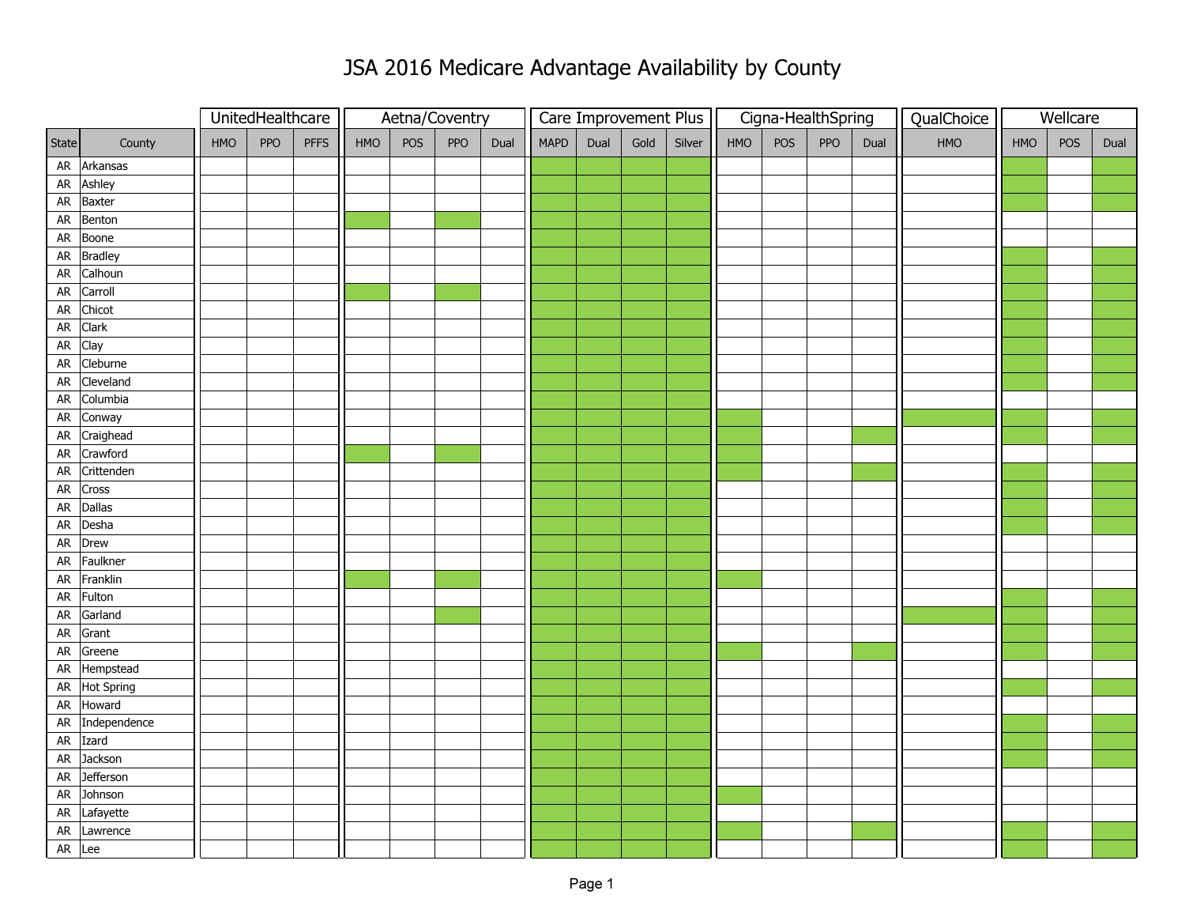# JSA 2016 Medicare Advantage Availability by County

| | | UnitedHealthcare | | | Aetna/Coventry | | | | Care Improvement Plus | | | | Cigna-HealthSpring | | | | QualChoice | Wellcare | | |
|---|---|---|---|---|---|---|---|---|---|---|---|---|---|---|---|---|---|---|---|---|
| State | County | HMO | PPO | PFFS | HMO | POS | PPO | Dual | MAPD | Dual | Gold | Silver | HMO | POS | PPO | Dual | HMO | HMO | POS | Dual |
| AR | Arkansas | | | | | | | | X | X | X | X | | | | | | X | | X |
| AR | Ashley | | | | | | | | X | X | X | X | | | | | | X | | X |
| AR | Baxter | | | | | | | | X | X | X | X | | | | | | X | | X |
| AR | Benton | | | | X | | X | | X | X | X | X | | | | | | | | |
| AR | Boone | | | | | | | | X | X | X | X | | | | | | | | |
| AR | Bradley | | | | | | | | X | X | X | X | | | | | | X | | X |
| AR | Calhoun | | | | | | | | X | X | X | X | | | | | | X | | X |
| AR | Carroll | | | | X | | X | | X | X | X | X | | | | | | X | | X |
| AR | Chicot | | | | | | | | X | X | X | X | | | | | | X | | X |
| AR | Clark | | | | | | | | X | X | X | X | | | | | | X | | X |
| AR | Clay | | | | | | | | X | X | X | X | | | | | | X | | X |
| AR | Cleburne | | | | | | | | X | X | X | X | | | | | | X | | X |
| AR | Cleveland | | | | | | | | X | X | X | X | | | | | | X | | X |
| AR | Columbia | | | | | | | | X | X | X | X | | | | | | | | |
| AR | Conway | | | | | | | | X | X | X | X | X | | | | X | X | | X |
| AR | Craighead | | | | | | | | X | X | X | X | X | | | X | | X | | X |
| AR | Crawford | | | | X | | X | | X | X | X | X | X | | | | | | | |
| AR | Crittenden | | | | | | | | X | X | X | X | X | | | X | | X | | X |
| AR | Cross | | | | | | | | X | X | X | X | | | | | | X | | X |
| AR | Dallas | | | | | | | | X | X | X | X | | | | | | X | | X |
| AR | Desha | | | | | | | | X | X | X | X | | | | | | X | | X |
| AR | Drew | | | | | | | | X | X | X | X | | | | | | | | |
| AR | Faulkner | | | | | | | | X | X | X | X | | | | | | | | |
| AR | Franklin | | | | X | | X | | X | X | X | X | X | | | | | | | |
| AR | Fulton | | | | | | | | X | X | X | X | | | | | | X | | X |
| AR | Garland | | | | | | X | | X | X | X | X | | | | | X | X | | X |
| AR | Grant | | | | | | | | X | X | X | X | | | | | | X | | X |
| AR | Greene | | | | | | | | X | X | X | X | X | | | X | | X | | X |
| AR | Hempstead | | | | | | | | X | X | X | X | | | | | | | | |
| AR | Hot Spring | | | | | | | | X | X | X | X | | | | | | X | | X |
| AR | Howard | | | | | | | | X | X | X | X | | | | | | | | |
| AR | Independence | | | | | | | | X | X | X | X | | | | | | X | | X |
| AR | Izard | | | | | | | | X | X | X | X | | | | | | X | | X |
| AR | Jackson | | | | | | | | X | X | X | X | | | | | | X | | X |
| AR | Jefferson | | | | | | | | X | X | X | X | | | | | | | | |
| AR | Johnson | | | | | | | | X | X | X | X | X | | | | | | | |
| AR | Lafayette | | | | | | | | X | X | X | X | | | | | | | | |
| AR | Lawrence | | | | | | | | X | X | X | X | X | | | X | | X | | X |
| AR | Lee | | | | | | | | X | X | X | X | | | | | | X | | X |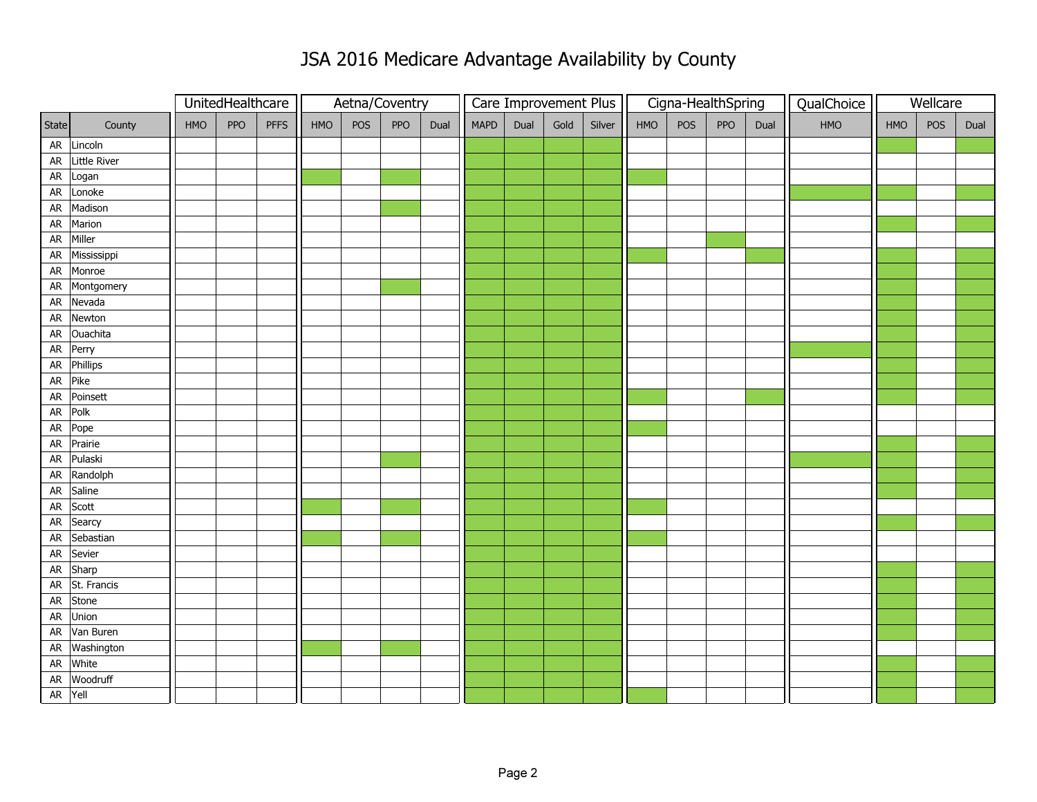# JSA 2016 Medicare Advantage Availability by County

Note: availability is shown by shaded cells in the original; shaded cells are marked ✓ below.

| State | County | UnitedHealthcare | | | Aetna/Coventry | | | | Care Improvement Plus | | | | Cigna-HealthSpring | | | | QualChoice | Wellcare | | |
|---|---|---|---|---|---|---|---|---|---|---|---|---|---|---|---|---|---|---|---|---|
| | | HMO | PPO | PFFS | HMO | POS | PPO | Dual | MAPD | Dual | Gold | Silver | HMO | POS | PPO | Dual | HMO | HMO | POS | Dual |
| AR | Lincoln | | | | | | | | ✓ | ✓ | ✓ | ✓ | | | | | | ✓ | | ✓ |
| AR | Little River | | | | | | | | ✓ | ✓ | ✓ | ✓ | | | | | | | | |
| AR | Logan | | | | ✓ | | ✓ | | ✓ | ✓ | ✓ | ✓ | ✓ | | | | | | | |
| AR | Lonoke | | | | | | | | ✓ | ✓ | ✓ | ✓ | | | | | ✓ | ✓ | | ✓ |
| AR | Madison | | | | | | ✓ | | ✓ | ✓ | ✓ | ✓ | | | | | | | | |
| AR | Marion | | | | | | | | ✓ | ✓ | ✓ | ✓ | | | | | | ✓ | | ✓ |
| AR | Miller | | | | | | | | ✓ | ✓ | ✓ | ✓ | | | ✓ | | | | | |
| AR | Mississippi | | | | | | | | ✓ | ✓ | ✓ | ✓ | ✓ | | | ✓ | | ✓ | | ✓ |
| AR | Monroe | | | | | | | | ✓ | ✓ | ✓ | ✓ | | | | | | ✓ | | ✓ |
| AR | Montgomery | | | | | | ✓ | | ✓ | ✓ | ✓ | ✓ | | | | | | ✓ | | ✓ |
| AR | Nevada | | | | | | | | ✓ | ✓ | ✓ | ✓ | | | | | | ✓ | | ✓ |
| AR | Newton | | | | | | | | ✓ | ✓ | ✓ | ✓ | | | | | | ✓ | | ✓ |
| AR | Ouachita | | | | | | | | ✓ | ✓ | ✓ | ✓ | | | | | | ✓ | | ✓ |
| AR | Perry | | | | | | | | ✓ | ✓ | ✓ | ✓ | | | | | ✓ | ✓ | | ✓ |
| AR | Phillips | | | | | | | | ✓ | ✓ | ✓ | ✓ | | | | | | ✓ | | ✓ |
| AR | Pike | | | | | | | | ✓ | ✓ | ✓ | ✓ | | | | | | ✓ | | ✓ |
| AR | Poinsett | | | | | | | | ✓ | ✓ | ✓ | ✓ | ✓ | | | ✓ | | ✓ | | ✓ |
| AR | Polk | | | | | | | | ✓ | ✓ | ✓ | ✓ | | | | | | | | |
| AR | Pope | | | | | | | | ✓ | ✓ | ✓ | ✓ | ✓ | | | | | | | |
| AR | Prairie | | | | | | | | ✓ | ✓ | ✓ | ✓ | | | | | | ✓ | | ✓ |
| AR | Pulaski | | | | | | ✓ | | ✓ | ✓ | ✓ | ✓ | | | | | ✓ | ✓ | | ✓ |
| AR | Randolph | | | | | | | | ✓ | ✓ | ✓ | ✓ | | | | | | ✓ | | ✓ |
| AR | Saline | | | | | | | | ✓ | ✓ | ✓ | ✓ | | | | | | ✓ | | ✓ |
| AR | Scott | | | | ✓ | | ✓ | | ✓ | ✓ | ✓ | ✓ | ✓ | | | | | | | |
| AR | Searcy | | | | | | | | ✓ | ✓ | ✓ | ✓ | | | | | | ✓ | | ✓ |
| AR | Sebastian | | | | ✓ | | ✓ | | ✓ | ✓ | ✓ | ✓ | ✓ | | | | | | | |
| AR | Sevier | | | | | | | | ✓ | ✓ | ✓ | ✓ | | | | | | | | |
| AR | Sharp | | | | | | | | ✓ | ✓ | ✓ | ✓ | | | | | | ✓ | | ✓ |
| AR | St. Francis | | | | | | | | ✓ | ✓ | ✓ | ✓ | | | | | | ✓ | | ✓ |
| AR | Stone | | | | | | | | ✓ | ✓ | ✓ | ✓ | | | | | | ✓ | | ✓ |
| AR | Union | | | | | | | | ✓ | ✓ | ✓ | ✓ | | | | | | ✓ | | ✓ |
| AR | Van Buren | | | | | | | | ✓ | ✓ | ✓ | ✓ | | | | | | ✓ | | ✓ |
| AR | Washington | | | | ✓ | | ✓ | | ✓ | ✓ | ✓ | ✓ | | | | | | | | |
| AR | White | | | | | | | | ✓ | ✓ | ✓ | ✓ | | | | | | ✓ | | ✓ |
| AR | Woodruff | | | | | | | | ✓ | ✓ | ✓ | ✓ | | | | | | ✓ | | ✓ |
| AR | Yell | | | | | | | | ✓ | ✓ | ✓ | ✓ | ✓ | | | | | ✓ | | ✓ |